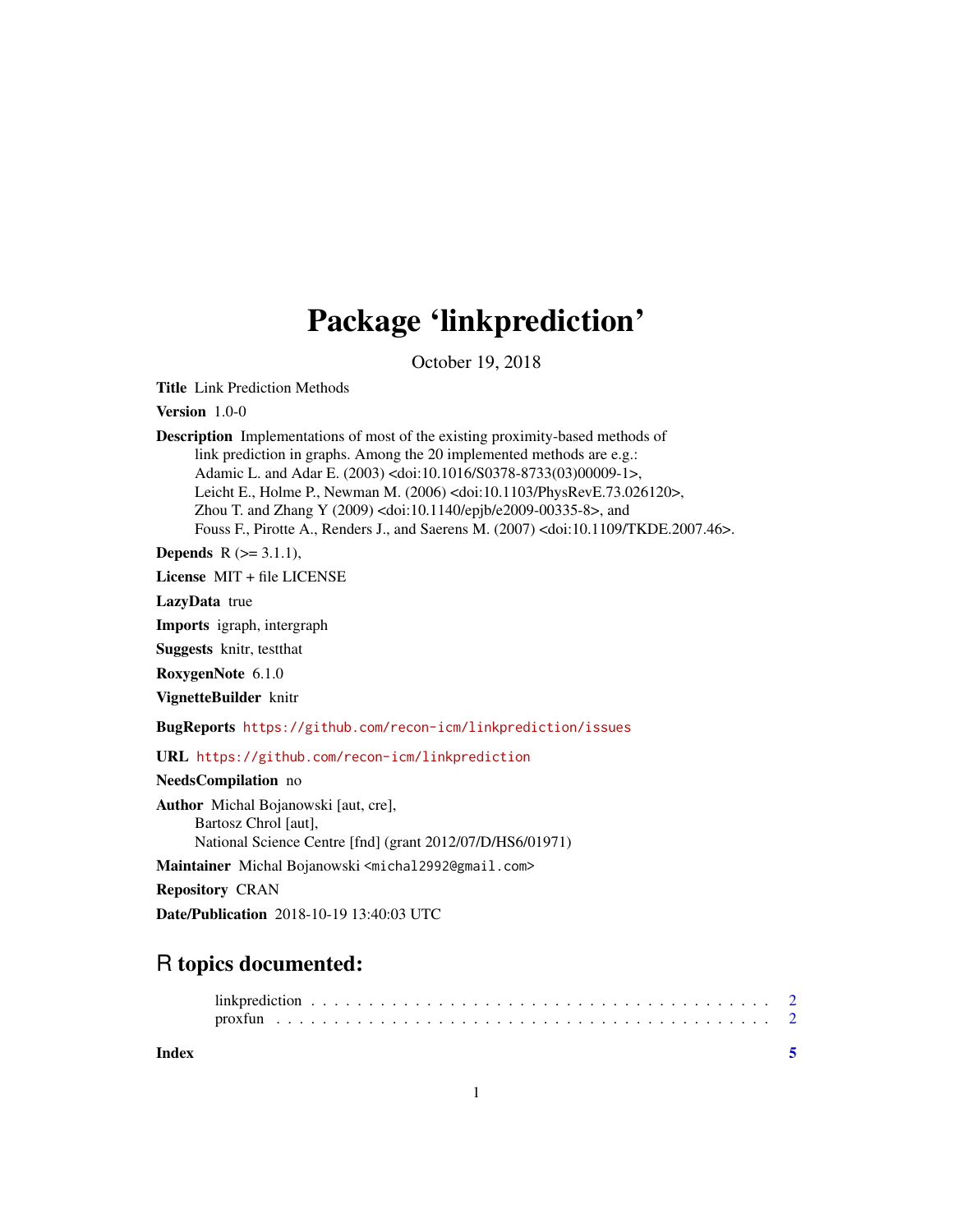# Package 'linkprediction'

October 19, 2018

**Title** Link Prediction Methods

**Version** 1.0-0

**Description** Implementations of most of the existing proximity-based methods of link prediction in graphs. Among the 20 implemented methods are e.g.: Adamic L. and Adar E. (2003) <doi:10.1016/S0378-8733(03)00009-1>, Leicht E., Holme P., Newman M. (2006) <doi:10.1103/PhysRevE.73.026120>, Zhou T. and Zhang Y (2009) <doi:10.1140/epjb/e2009-00335-8>, and Fouss F., Pirotte A., Renders J., and Saerens M. (2007) <doi:10.1109/TKDE.2007.46>.

**Depends** R (>= 3.1.1),

**License** MIT + file LICENSE

**LazyData** true

**Imports** igraph, intergraph

**Suggests** knitr, testthat

**RoxygenNote** 6.1.0

**VignetteBuilder** knitr

**BugReports** https://github.com/recon-icm/linkprediction/issues

**URL** https://github.com/recon-icm/linkprediction

**NeedsCompilation** no

**Author** Michal Bojanowski [aut, cre], Bartosz Chrol [aut], National Science Centre [fnd] (grant 2012/07/D/HS6/01971)

**Maintainer** Michal Bojanowski <michal2992@gmail.com>

**Repository** CRAN

**Date/Publication** 2018-10-19 13:40:03 UTC

## R topics documented:

linkprediction . . . . . . . . . . . . . . . . . . . . . . . . . . . . . . . . . . . . . . 2
proxfun . . . . . . . . . . . . . . . . . . . . . . . . . . . . . . . . . . . . . . . . . 2

**Index** 5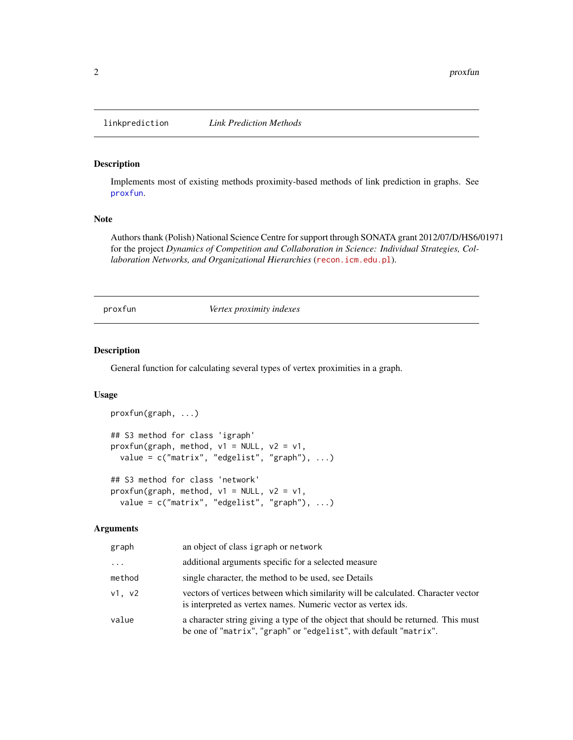## linkprediction — *Link Prediction Methods*

### Description

Implements most of existing methods proximity-based methods of link prediction in graphs. See proxfun.

### Note

Authors thank (Polish) National Science Centre for support through SONATA grant 2012/07/D/HS6/01971 for the project *Dynamics of Competition and Collaboration in Science: Individual Strategies, Collaboration Networks, and Organizational Hierarchies* (recon.icm.edu.pl).

## proxfun — *Vertex proximity indexes*

### Description

General function for calculating several types of vertex proximities in a graph.

### Usage

```
proxfun(graph, ...)

## S3 method for class 'igraph'
proxfun(graph, method, v1 = NULL, v2 = v1,
  value = c("matrix", "edgelist", "graph"), ...)

## S3 method for class 'network'
proxfun(graph, method, v1 = NULL, v2 = v1,
  value = c("matrix", "edgelist", "graph"), ...)
```

### Arguments

| | |
|---|---|
| graph | an object of class igraph or network |
| ... | additional arguments specific for a selected measure |
| method | single character, the method to be used, see Details |
| v1, v2 | vectors of vertices between which similarity will be calculated. Character vector is interpreted as vertex names. Numeric vector as vertex ids. |
| value | a character string giving a type of the object that should be returned. This must be one of "matrix", "graph" or "edgelist", with default "matrix". |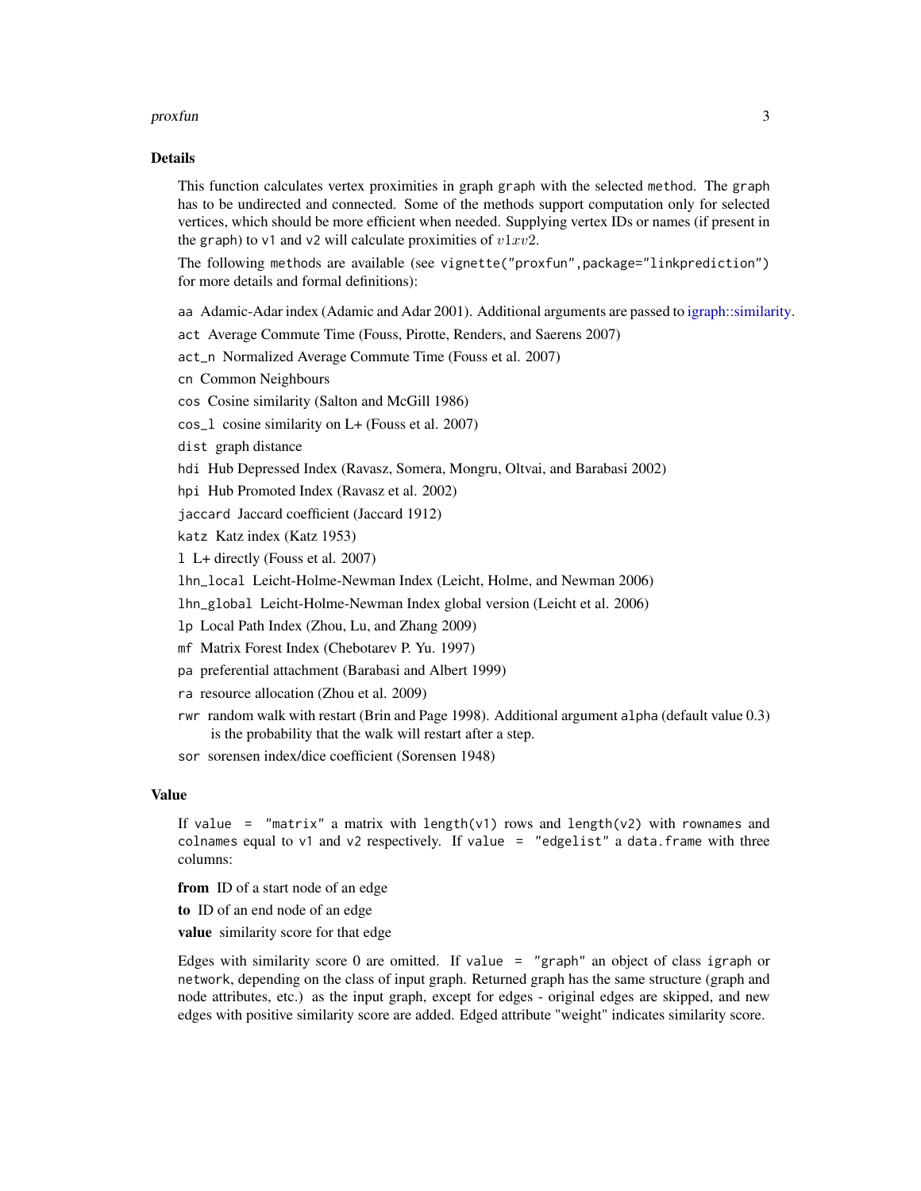## Details

This function calculates vertex proximities in graph `graph` with the selected `method`. The `graph` has to be undirected and connected. Some of the methods support computation only for selected vertices, which should be more efficient when needed. Supplying vertex IDs or names (if present in the `graph`) to `v1` and `v2` will calculate proximities of $v1xv2$.

The following `methods` are available (see `vignette("proxfun",package="linkprediction")` for more details and formal definitions):

- `aa` Adamic-Adar index (Adamic and Adar 2001). Additional arguments are passed to igraph::similarity.
- `act` Average Commute Time (Fouss, Pirotte, Renders, and Saerens 2007)
- `act_n` Normalized Average Commute Time (Fouss et al. 2007)
- `cn` Common Neighbours
- `cos` Cosine similarity (Salton and McGill 1986)
- `cos_l` cosine similarity on L+ (Fouss et al. 2007)
- `dist` graph distance
- `hdi` Hub Depressed Index (Ravasz, Somera, Mongru, Oltvai, and Barabasi 2002)
- `hpi` Hub Promoted Index (Ravasz et al. 2002)
- `jaccard` Jaccard coefficient (Jaccard 1912)
- `katz` Katz index (Katz 1953)
- `l` L+ directly (Fouss et al. 2007)
- `lhn_local` Leicht-Holme-Newman Index (Leicht, Holme, and Newman 2006)
- `lhn_global` Leicht-Holme-Newman Index global version (Leicht et al. 2006)
- `lp` Local Path Index (Zhou, Lu, and Zhang 2009)
- `mf` Matrix Forest Index (Chebotarev P. Yu. 1997)
- `pa` preferential attachment (Barabasi and Albert 1999)
- `ra` resource allocation (Zhou et al. 2009)
- `rwr` random walk with restart (Brin and Page 1998). Additional argument `alpha` (default value 0.3) is the probability that the walk will restart after a step.
- `sor` sorensen index/dice coefficient (Sorensen 1948)

## Value

If `value = "matrix"` a matrix with `length(v1)` rows and `length(v2)` with `rownames` and `colnames` equal to `v1` and `v2` respectively. If `value = "edgelist"` a `data.frame` with three columns:

- **from** ID of a start node of an edge
- **to** ID of an end node of an edge
- **value** similarity score for that edge

Edges with similarity score 0 are omitted. If `value = "graph"` an object of class `igraph` or `network`, depending on the class of input graph. Returned graph has the same structure (graph and node attributes, etc.) as the input graph, except for edges - original edges are skipped, and new edges with positive similarity score are added. Edged attribute "weight" indicates similarity score.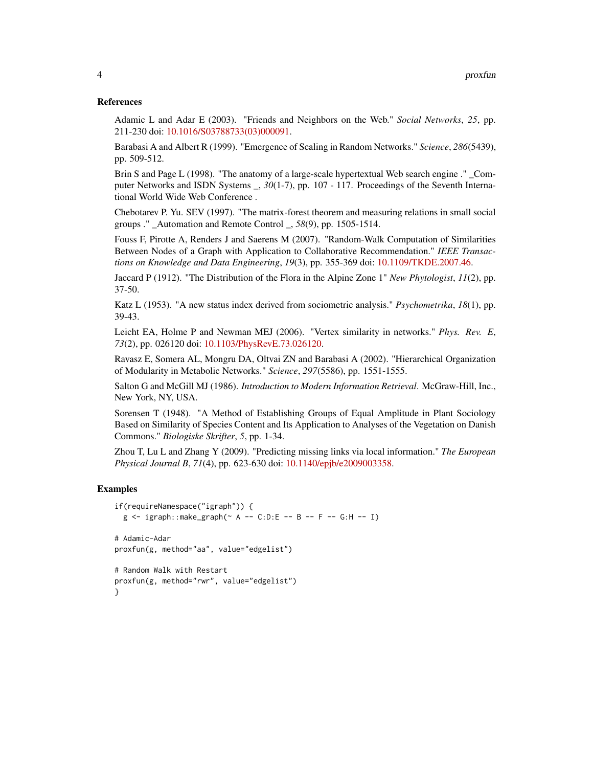### References

Adamic L and Adar E (2003). "Friends and Neighbors on the Web." *Social Networks*, *25*, pp. 211-230 doi: 10.1016/S03788733(03)000091.

Barabasi A and Albert R (1999). "Emergence of Scaling in Random Networks." *Science*, *286*(5439), pp. 509-512.

Brin S and Page L (1998). "The anatomy of a large-scale hypertextual Web search engine ." _Computer Networks and ISDN Systems _, *30*(1-7), pp. 107 - 117. Proceedings of the Seventh International World Wide Web Conference .

Chebotarev P. Yu. SEV (1997). "The matrix-forest theorem and measuring relations in small social groups ." _Automation and Remote Control _, *58*(9), pp. 1505-1514.

Fouss F, Pirotte A, Renders J and Saerens M (2007). "Random-Walk Computation of Similarities Between Nodes of a Graph with Application to Collaborative Recommendation." *IEEE Transactions on Knowledge and Data Engineering*, *19*(3), pp. 355-369 doi: 10.1109/TKDE.2007.46.

Jaccard P (1912). "The Distribution of the Flora in the Alpine Zone 1" *New Phytologist*, *11*(2), pp. 37-50.

Katz L (1953). "A new status index derived from sociometric analysis." *Psychometrika*, *18*(1), pp. 39-43.

Leicht EA, Holme P and Newman MEJ (2006). "Vertex similarity in networks." *Phys. Rev. E*, *73*(2), pp. 026120 doi: 10.1103/PhysRevE.73.026120.

Ravasz E, Somera AL, Mongru DA, Oltvai ZN and Barabasi A (2002). "Hierarchical Organization of Modularity in Metabolic Networks." *Science*, *297*(5586), pp. 1551-1555.

Salton G and McGill MJ (1986). *Introduction to Modern Information Retrieval*. McGraw-Hill, Inc., New York, NY, USA.

Sorensen T (1948). "A Method of Establishing Groups of Equal Amplitude in Plant Sociology Based on Similarity of Species Content and Its Application to Analyses of the Vegetation on Danish Commons." *Biologiske Skrifter*, *5*, pp. 1-34.

Zhou T, Lu L and Zhang Y (2009). "Predicting missing links via local information." *The European Physical Journal B*, *71*(4), pp. 623-630 doi: 10.1140/epjb/e2009003358.

### Examples

```
if(requireNamespace("igraph")) {
  g <- igraph::make_graph(~ A -- C:D:E -- B -- F -- G:H -- I)

# Adamic-Adar
proxfun(g, method="aa", value="edgelist")

# Random Walk with Restart
proxfun(g, method="rwr", value="edgelist")
}
```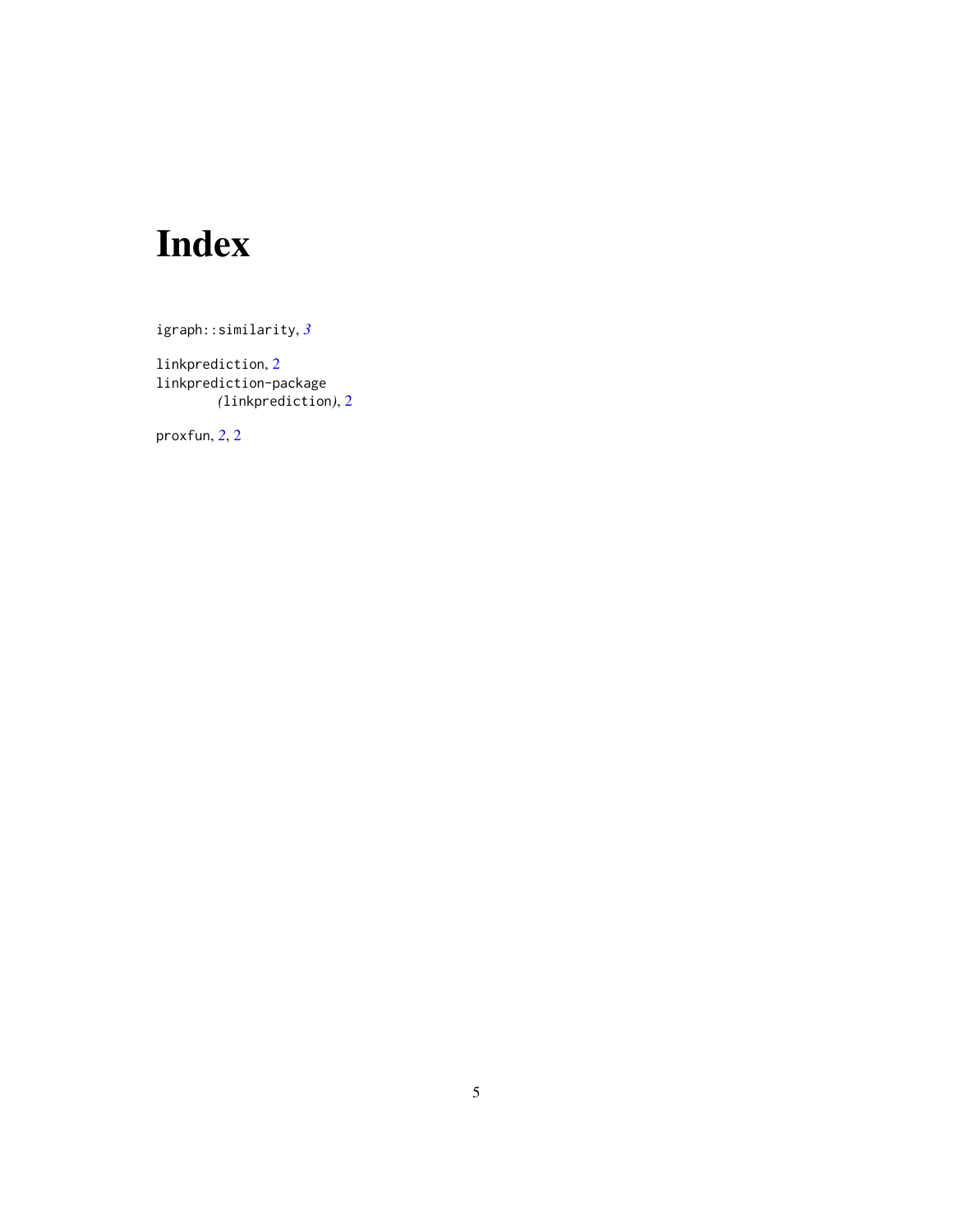# Index

igraph::similarity, *3*

linkprediction, 2
linkprediction-package
  *(*linkprediction*)*, 2

proxfun, *2*, 2